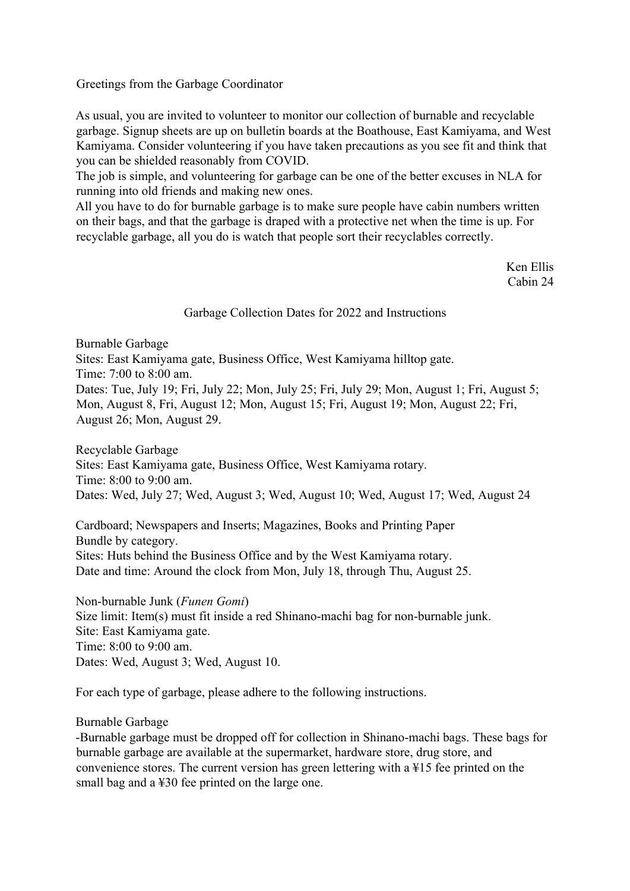Greetings from the Garbage Coordinator

As usual, you are invited to volunteer to monitor our collection of burnable and recyclable garbage. Signup sheets are up on bulletin boards at the Boathouse, East Kamiyama, and West Kamiyama. Consider volunteering if you have taken precautions as you see fit and think that you can be shielded reasonably from COVID.
The job is simple, and volunteering for garbage can be one of the better excuses in NLA for running into old friends and making new ones.
All you have to do for burnable garbage is to make sure people have cabin numbers written on their bags, and that the garbage is draped with a protective net when the time is up. For recyclable garbage, all you do is watch that people sort their recyclables correctly.

Ken Ellis
Cabin 24

Garbage Collection Dates for 2022 and Instructions

Burnable Garbage
Sites: East Kamiyama gate, Business Office, West Kamiyama hilltop gate.
Time: 7:00 to 8:00 am.
Dates: Tue, July 19; Fri, July 22; Mon, July 25; Fri, July 29; Mon, August 1; Fri, August 5; Mon, August 8, Fri, August 12; Mon, August 15; Fri, August 19; Mon, August 22; Fri, August 26; Mon, August 29.

Recyclable Garbage
Sites: East Kamiyama gate, Business Office, West Kamiyama rotary.
Time: 8:00 to 9:00 am.
Dates: Wed, July 27; Wed, August 3; Wed, August 10; Wed, August 17; Wed, August 24

Cardboard; Newspapers and Inserts; Magazines, Books and Printing Paper
Bundle by category.
Sites: Huts behind the Business Office and by the West Kamiyama rotary.
Date and time: Around the clock from Mon, July 18, through Thu, August 25.

Non-burnable Junk (*Funen Gomi*)
Size limit: Item(s) must fit inside a red Shinano-machi bag for non-burnable junk.
Site: East Kamiyama gate.
Time: 8:00 to 9:00 am.
Dates: Wed, August 3; Wed, August 10.

For each type of garbage, please adhere to the following instructions.

Burnable Garbage
-Burnable garbage must be dropped off for collection in Shinano-machi bags. These bags for burnable garbage are available at the supermarket, hardware store, drug store, and convenience stores. The current version has green lettering with a ¥15 fee printed on the small bag and a ¥30 fee printed on the large one.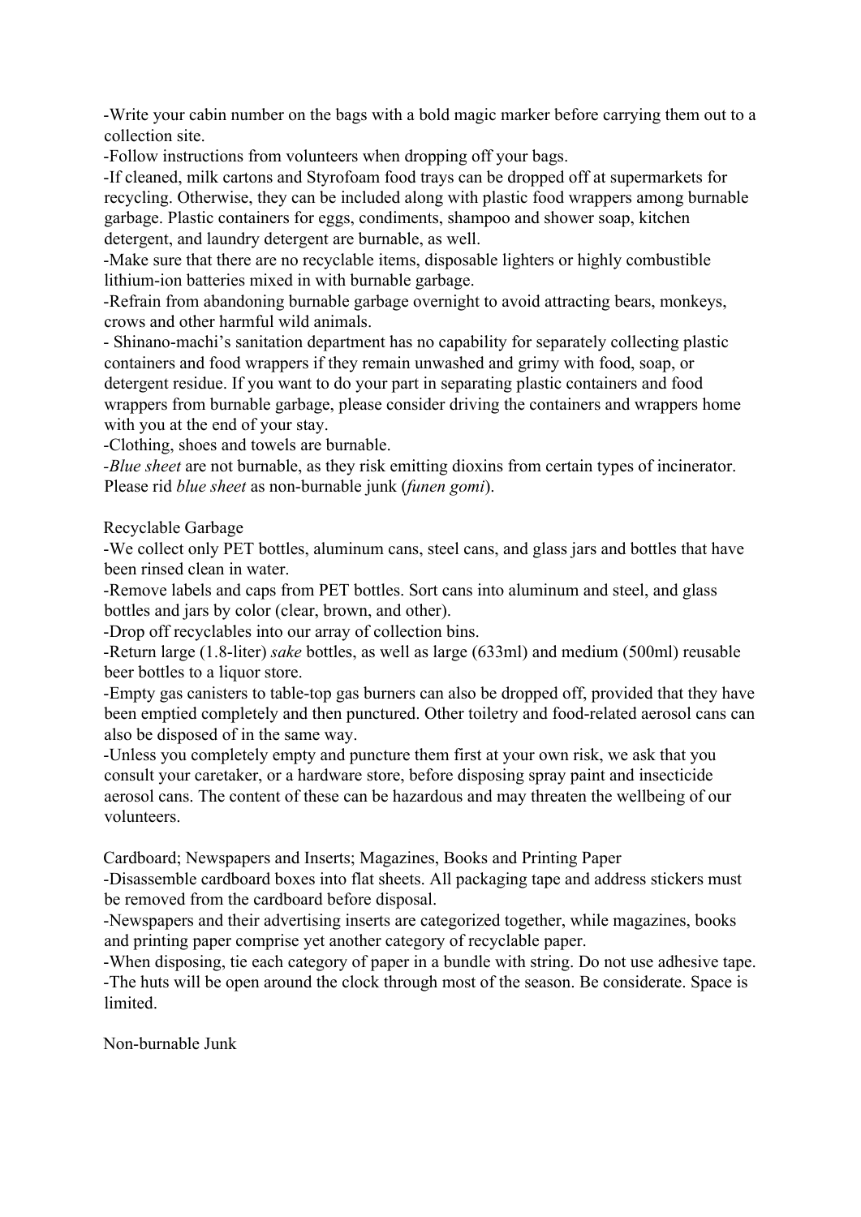-Write your cabin number on the bags with a bold magic marker before carrying them out to a collection site.
-Follow instructions from volunteers when dropping off your bags.
-If cleaned, milk cartons and Styrofoam food trays can be dropped off at supermarkets for recycling. Otherwise, they can be included along with plastic food wrappers among burnable garbage. Plastic containers for eggs, condiments, shampoo and shower soap, kitchen detergent, and laundry detergent are burnable, as well.
-Make sure that there are no recyclable items, disposable lighters or highly combustible lithium-ion batteries mixed in with burnable garbage.
-Refrain from abandoning burnable garbage overnight to avoid attracting bears, monkeys, crows and other harmful wild animals.
- Shinano-machi's sanitation department has no capability for separately collecting plastic containers and food wrappers if they remain unwashed and grimy with food, soap, or detergent residue. If you want to do your part in separating plastic containers and food wrappers from burnable garbage, please consider driving the containers and wrappers home with you at the end of your stay.
-Clothing, shoes and towels are burnable.
-*Blue sheet* are not burnable, as they risk emitting dioxins from certain types of incinerator. Please rid *blue sheet* as non-burnable junk (*funen gomi*).

## Recyclable Garbage

-We collect only PET bottles, aluminum cans, steel cans, and glass jars and bottles that have been rinsed clean in water.
-Remove labels and caps from PET bottles. Sort cans into aluminum and steel, and glass bottles and jars by color (clear, brown, and other).
-Drop off recyclables into our array of collection bins.
-Return large (1.8-liter) *sake* bottles, as well as large (633ml) and medium (500ml) reusable beer bottles to a liquor store.
-Empty gas canisters to table-top gas burners can also be dropped off, provided that they have been emptied completely and then punctured. Other toiletry and food-related aerosol cans can also be disposed of in the same way.
-Unless you completely empty and puncture them first at your own risk, we ask that you consult your caretaker, or a hardware store, before disposing spray paint and insecticide aerosol cans. The content of these can be hazardous and may threaten the wellbeing of our volunteers.

## Cardboard; Newspapers and Inserts; Magazines, Books and Printing Paper

-Disassemble cardboard boxes into flat sheets. All packaging tape and address stickers must be removed from the cardboard before disposal.
-Newspapers and their advertising inserts are categorized together, while magazines, books and printing paper comprise yet another category of recyclable paper.
-When disposing, tie each category of paper in a bundle with string. Do not use adhesive tape.
-The huts will be open around the clock through most of the season. Be considerate. Space is limited.

## Non-burnable Junk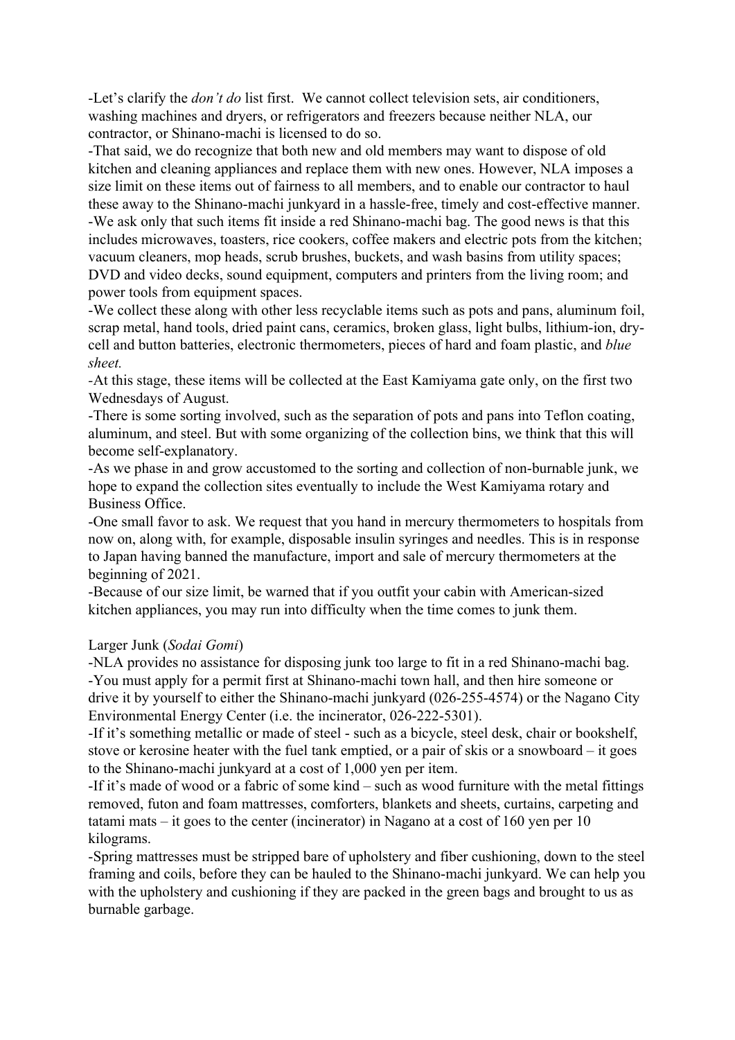-Let's clarify the *don't do* list first. We cannot collect television sets, air conditioners, washing machines and dryers, or refrigerators and freezers because neither NLA, our contractor, or Shinano-machi is licensed to do so.

-That said, we do recognize that both new and old members may want to dispose of old kitchen and cleaning appliances and replace them with new ones. However, NLA imposes a size limit on these items out of fairness to all members, and to enable our contractor to haul these away to the Shinano-machi junkyard in a hassle-free, timely and cost-effective manner.

-We ask only that such items fit inside a red Shinano-machi bag. The good news is that this includes microwaves, toasters, rice cookers, coffee makers and electric pots from the kitchen; vacuum cleaners, mop heads, scrub brushes, buckets, and wash basins from utility spaces; DVD and video decks, sound equipment, computers and printers from the living room; and power tools from equipment spaces.

-We collect these along with other less recyclable items such as pots and pans, aluminum foil, scrap metal, hand tools, dried paint cans, ceramics, broken glass, light bulbs, lithium-ion, dry-cell and button batteries, electronic thermometers, pieces of hard and foam plastic, and *blue sheet.*

-At this stage, these items will be collected at the East Kamiyama gate only, on the first two Wednesdays of August.

-There is some sorting involved, such as the separation of pots and pans into Teflon coating, aluminum, and steel. But with some organizing of the collection bins, we think that this will become self-explanatory.

-As we phase in and grow accustomed to the sorting and collection of non-burnable junk, we hope to expand the collection sites eventually to include the West Kamiyama rotary and Business Office.

-One small favor to ask. We request that you hand in mercury thermometers to hospitals from now on, along with, for example, disposable insulin syringes and needles. This is in response to Japan having banned the manufacture, import and sale of mercury thermometers at the beginning of 2021.

-Because of our size limit, be warned that if you outfit your cabin with American-sized kitchen appliances, you may run into difficulty when the time comes to junk them.

Larger Junk (*Sodai Gomi*)

-NLA provides no assistance for disposing junk too large to fit in a red Shinano-machi bag.

-You must apply for a permit first at Shinano-machi town hall, and then hire someone or drive it by yourself to either the Shinano-machi junkyard (026-255-4574) or the Nagano City Environmental Energy Center (i.e. the incinerator, 026-222-5301).

-If it's something metallic or made of steel - such as a bicycle, steel desk, chair or bookshelf, stove or kerosine heater with the fuel tank emptied, or a pair of skis or a snowboard – it goes to the Shinano-machi junkyard at a cost of 1,000 yen per item.

-If it's made of wood or a fabric of some kind – such as wood furniture with the metal fittings removed, futon and foam mattresses, comforters, blankets and sheets, curtains, carpeting and tatami mats – it goes to the center (incinerator) in Nagano at a cost of 160 yen per 10 kilograms.

-Spring mattresses must be stripped bare of upholstery and fiber cushioning, down to the steel framing and coils, before they can be hauled to the Shinano-machi junkyard. We can help you with the upholstery and cushioning if they are packed in the green bags and brought to us as burnable garbage.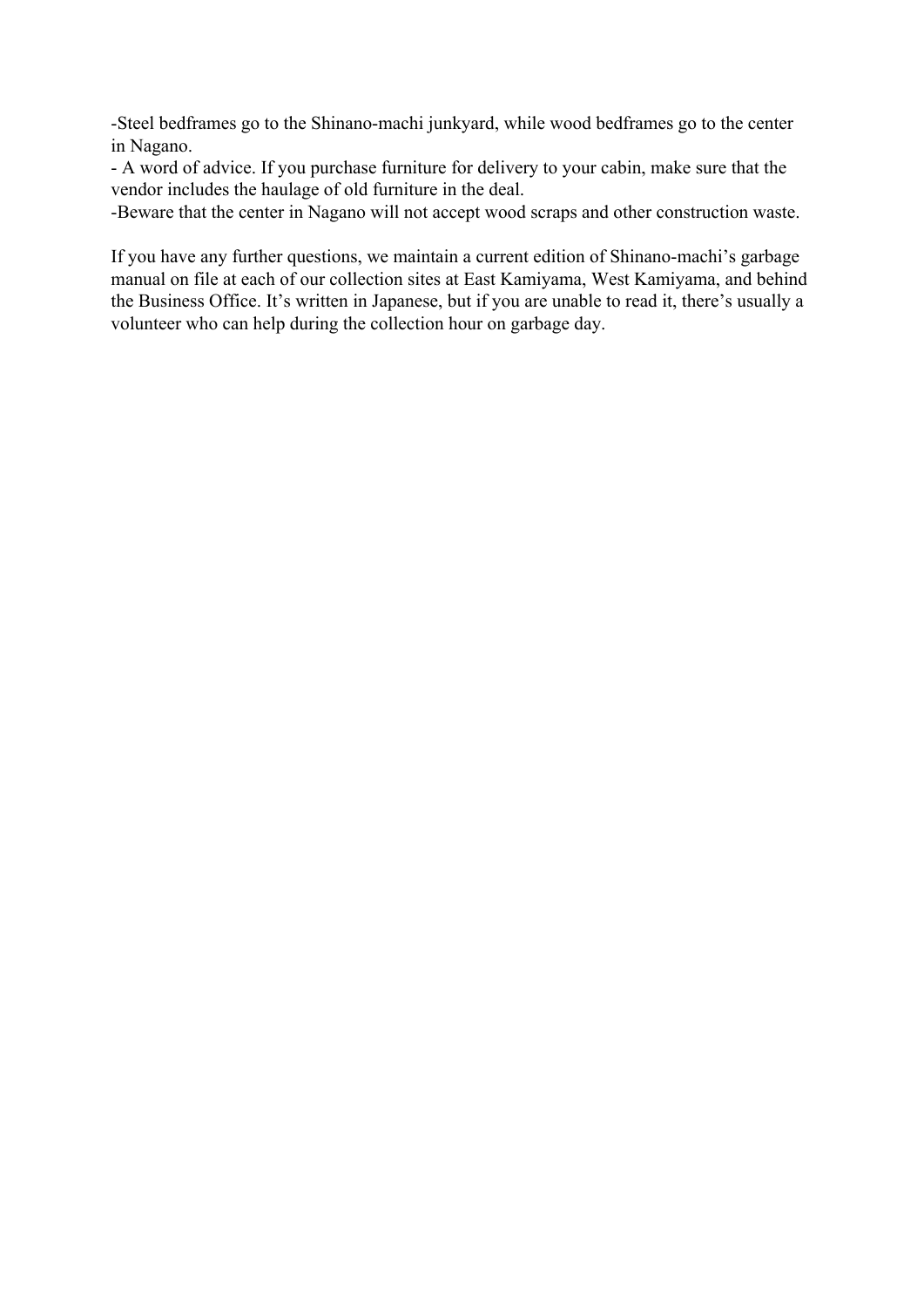-Steel bedframes go to the Shinano-machi junkyard, while wood bedframes go to the center in Nagano.
- A word of advice. If you purchase furniture for delivery to your cabin, make sure that the vendor includes the haulage of old furniture in the deal.
-Beware that the center in Nagano will not accept wood scraps and other construction waste.

If you have any further questions, we maintain a current edition of Shinano-machi's garbage manual on file at each of our collection sites at East Kamiyama, West Kamiyama, and behind the Business Office. It's written in Japanese, but if you are unable to read it, there's usually a volunteer who can help during the collection hour on garbage day.